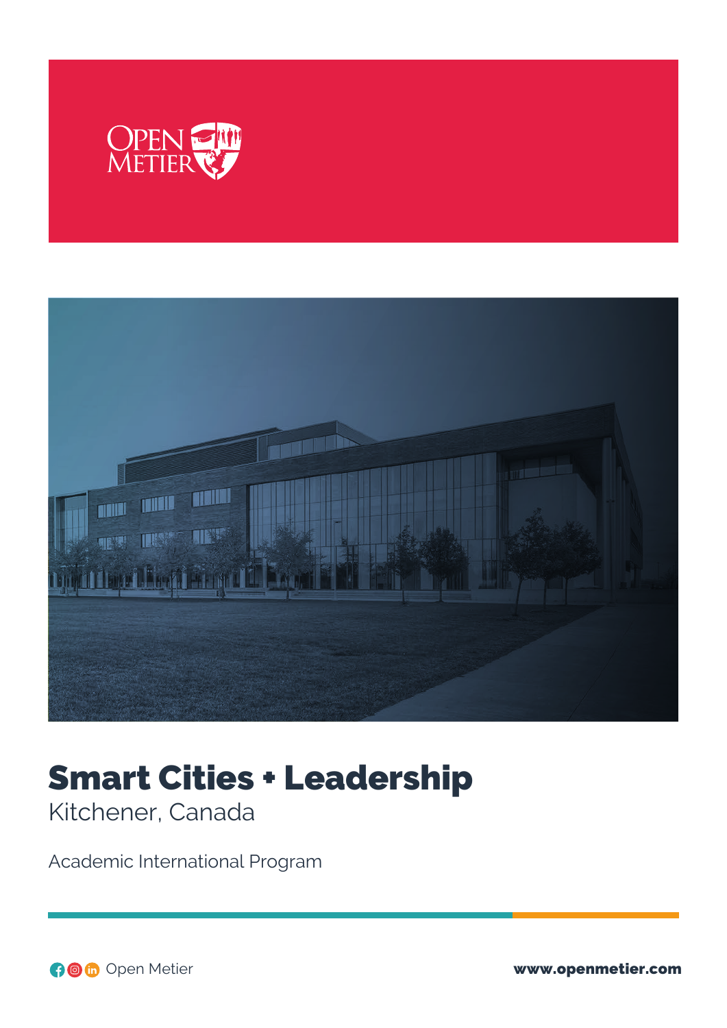# Smart Cities + Leadership

Kitchener, Canada

Academic International Program

Open Metier

www.openmetier.com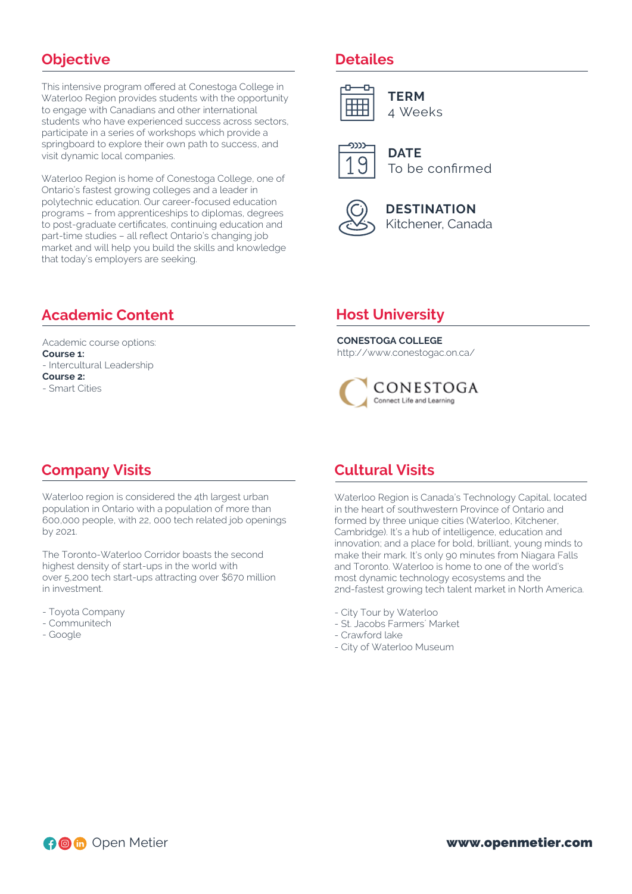## Objective

This intensive program offered at Conestoga College in Waterloo Region provides students with the opportunity to engage with Canadians and other international students who have experienced success across sectors, participate in a series of workshops which provide a springboard to explore their own path to success, and visit dynamic local companies.

Waterloo Region is home of Conestoga College, one of Ontario's fastest growing colleges and a leader in polytechnic education. Our career-focused education programs – from apprenticeships to diplomas, degrees to post-graduate certificates, continuing education and part-time studies – all reflect Ontario's changing job market and will help you build the skills and knowledge that today's employers are seeking.

## Detailes

**TERM**
4 Weeks

**DATE**
To be confirmed

**DESTINATION**
Kitchener, Canada

## Academic Content

Academic course options:
**Course 1:**
- Intercultural Leadership

**Course 2:**
- Smart Cities

## Host University

**CONESTOGA COLLEGE**
http://www.conestogac.on.ca/

CONESTOGA
Connect Life and Learning

## Company Visits

Waterloo region is considered the 4th largest urban population in Ontario with a population of more than 600,000 people, with 22, 000 tech related job openings by 2021.

The Toronto-Waterloo Corridor boasts the second highest density of start-ups in the world with over 5,200 tech start-ups attracting over $670 million in investment.

- Toyota Company
- Communitech
- Google

## Cultural Visits

Waterloo Region is Canada's Technology Capital, located in the heart of southwestern Province of Ontario and formed by three unique cities (Waterloo, Kitchener, Cambridge). It's a hub of intelligence, education and innovation; and a place for bold, brilliant, young minds to make their mark. It's only 90 minutes from Niagara Falls and Toronto. Waterloo is home to one of the world's most dynamic technology ecosystems and the 2nd-fastest growing tech talent market in North America.

- City Tour by Waterloo
- St. Jacobs Farmers' Market
- Crawford lake
- City of Waterloo Museum

Open Metier

www.openmetier.com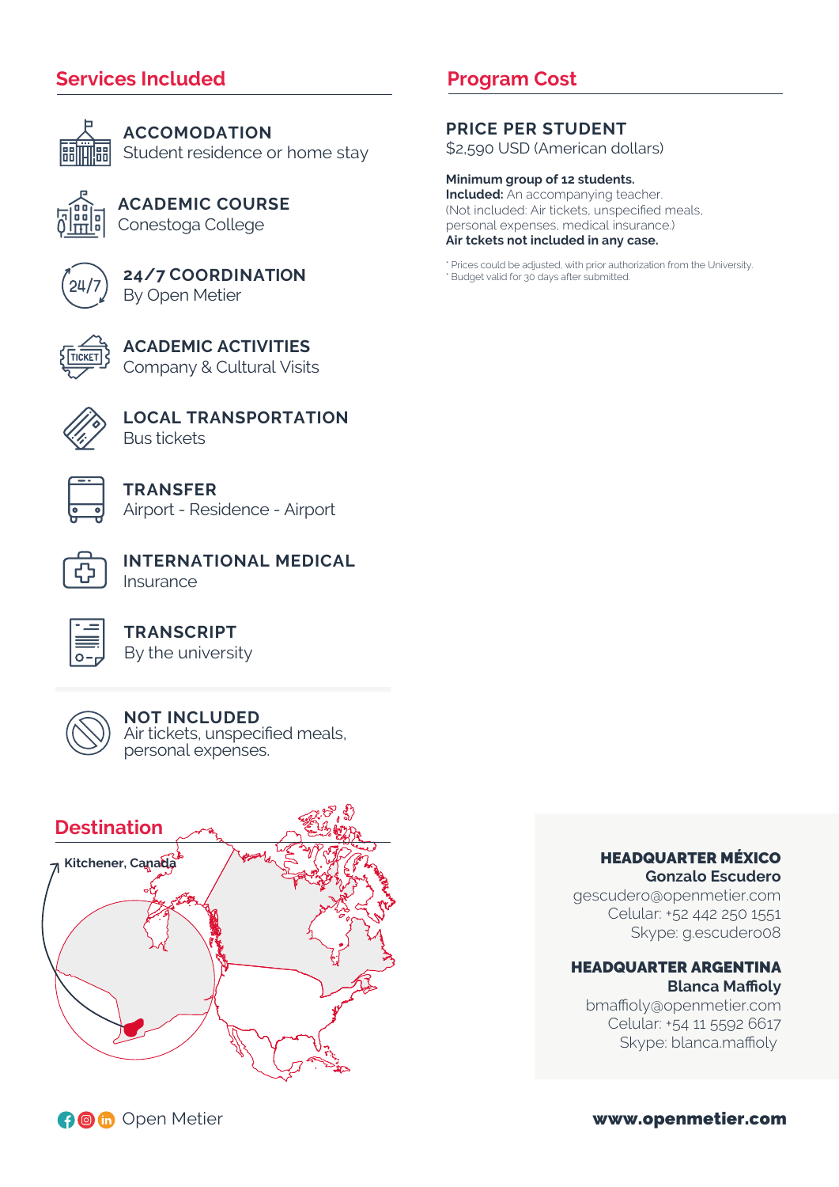## Services Included

**ACCOMODATION**
Student residence or home stay

**ACADEMIC COURSE**
Conestoga College

**24/7 COORDINATION**
By Open Metier

**ACADEMIC ACTIVITIES**
Company & Cultural Visits

**LOCAL TRANSPORTATION**
Bus tickets

**TRANSFER**
Airport - Residence - Airport

**INTERNATIONAL MEDICAL**
Insurance

**TRANSCRIPT**
By the university

**NOT INCLUDED**
Air tickets, unspecified meals, personal expenses.

## Program Cost

**PRICE PER STUDENT**
$2,590 USD (American dollars)

**Minimum group of 12 students.**
**Included:** An accompanying teacher.
(Not included: Air tickets, unspecified meals, personal expenses, medical insurance.)
**Air tckets not included in any case.**

* Prices could be adjusted, with prior authorization from the University.
* Budget valid for 30 days after submitted.

## Destination

Kitchener, Canada

**HEADQUARTER MÉXICO**
**Gonzalo Escudero**
gescudero@openmetier.com
Celular: +52 442 250 1551
Skype: g.escudero08

**HEADQUARTER ARGENTINA**
**Blanca Maffioly**
bmaffioly@openmetier.com
Celular: +54 11 5592 6617
Skype: blanca.maffioly

Open Metier

**www.openmetier.com**